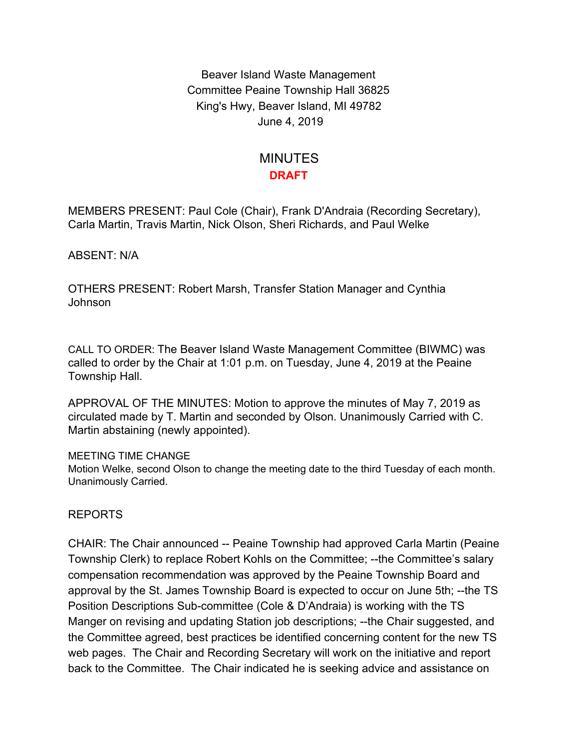Beaver Island Waste Management
Committee Peaine Township Hall 36825
King's Hwy, Beaver Island, MI 49782
June 4, 2019

# MINUTES

**DRAFT**

MEMBERS PRESENT: Paul Cole (Chair), Frank D'Andraia (Recording Secretary), Carla Martin, Travis Martin, Nick Olson, Sheri Richards, and Paul Welke

ABSENT: N/A

OTHERS PRESENT: Robert Marsh, Transfer Station Manager and Cynthia Johnson

CALL TO ORDER: The Beaver Island Waste Management Committee (BIWMC) was called to order by the Chair at 1:01 p.m. on Tuesday, June 4, 2019 at the Peaine Township Hall.

APPROVAL OF THE MINUTES: Motion to approve the minutes of May 7, 2019 as circulated made by T. Martin and seconded by Olson. Unanimously Carried with C. Martin abstaining (newly appointed).

MEETING TIME CHANGE
Motion Welke, second Olson to change the meeting date to the third Tuesday of each month. Unanimously Carried.

REPORTS

CHAIR: The Chair announced -- Peaine Township had approved Carla Martin (Peaine Township Clerk) to replace Robert Kohls on the Committee; --the Committee's salary compensation recommendation was approved by the Peaine Township Board and approval by the St. James Township Board is expected to occur on June 5th; --the TS Position Descriptions Sub-committee (Cole & D'Andraia) is working with the TS Manger on revising and updating Station job descriptions; --the Chair suggested, and the Committee agreed, best practices be identified concerning content for the new TS web pages. The Chair and Recording Secretary will work on the initiative and report back to the Committee. The Chair indicated he is seeking advice and assistance on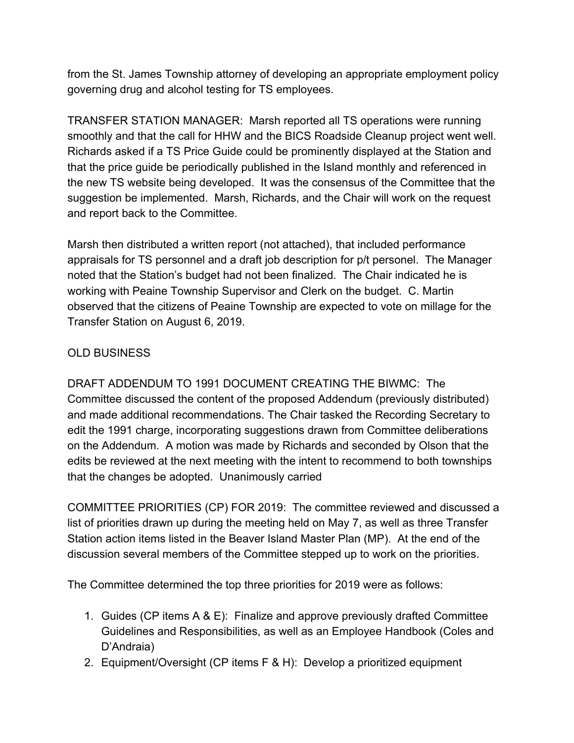from the St. James Township attorney of developing an appropriate employment policy governing drug and alcohol testing for TS employees.

TRANSFER STATION MANAGER: Marsh reported all TS operations were running smoothly and that the call for HHW and the BICS Roadside Cleanup project went well. Richards asked if a TS Price Guide could be prominently displayed at the Station and that the price guide be periodically published in the Island monthly and referenced in the new TS website being developed. It was the consensus of the Committee that the suggestion be implemented. Marsh, Richards, and the Chair will work on the request and report back to the Committee.

Marsh then distributed a written report (not attached), that included performance appraisals for TS personnel and a draft job description for p/t personel. The Manager noted that the Station's budget had not been finalized. The Chair indicated he is working with Peaine Township Supervisor and Clerk on the budget. C. Martin observed that the citizens of Peaine Township are expected to vote on millage for the Transfer Station on August 6, 2019.

OLD BUSINESS

DRAFT ADDENDUM TO 1991 DOCUMENT CREATING THE BIWMC: The Committee discussed the content of the proposed Addendum (previously distributed) and made additional recommendations. The Chair tasked the Recording Secretary to edit the 1991 charge, incorporating suggestions drawn from Committee deliberations on the Addendum. A motion was made by Richards and seconded by Olson that the edits be reviewed at the next meeting with the intent to recommend to both townships that the changes be adopted. Unanimously carried

COMMITTEE PRIORITIES (CP) FOR 2019: The committee reviewed and discussed a list of priorities drawn up during the meeting held on May 7, as well as three Transfer Station action items listed in the Beaver Island Master Plan (MP). At the end of the discussion several members of the Committee stepped up to work on the priorities.

The Committee determined the top three priorities for 2019 were as follows:

1. Guides (CP items A & E): Finalize and approve previously drafted Committee Guidelines and Responsibilities, as well as an Employee Handbook (Coles and D'Andraia)
2. Equipment/Oversight (CP items F & H): Develop a prioritized equipment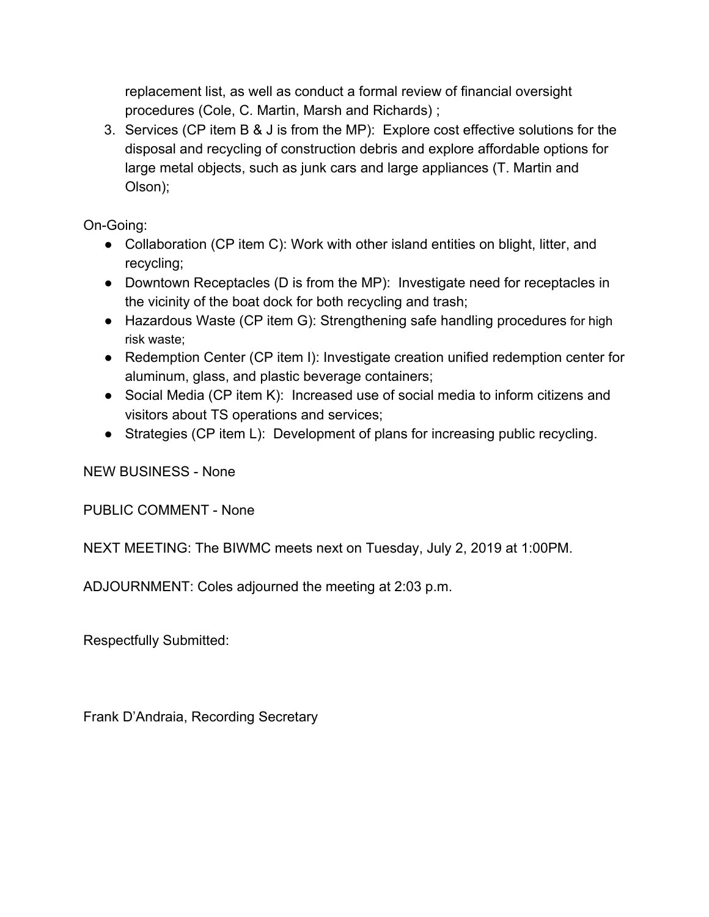replacement list, as well as conduct a formal review of financial oversight procedures (Cole, C. Martin, Marsh and Richards) ;

3. Services (CP item B & J is from the MP): Explore cost effective solutions for the disposal and recycling of construction debris and explore affordable options for large metal objects, such as junk cars and large appliances (T. Martin and Olson);

On-Going:

- Collaboration (CP item C): Work with other island entities on blight, litter, and recycling;
- Downtown Receptacles (D is from the MP): Investigate need for receptacles in the vicinity of the boat dock for both recycling and trash;
- Hazardous Waste (CP item G): Strengthening safe handling procedures for high risk waste;
- Redemption Center (CP item I): Investigate creation unified redemption center for aluminum, glass, and plastic beverage containers;
- Social Media (CP item K): Increased use of social media to inform citizens and visitors about TS operations and services;
- Strategies (CP item L): Development of plans for increasing public recycling.

NEW BUSINESS - None

PUBLIC COMMENT - None

NEXT MEETING: The BIWMC meets next on Tuesday, July 2, 2019 at 1:00PM.

ADJOURNMENT: Coles adjourned the meeting at 2:03 p.m.

Respectfully Submitted:

Frank D'Andraia, Recording Secretary